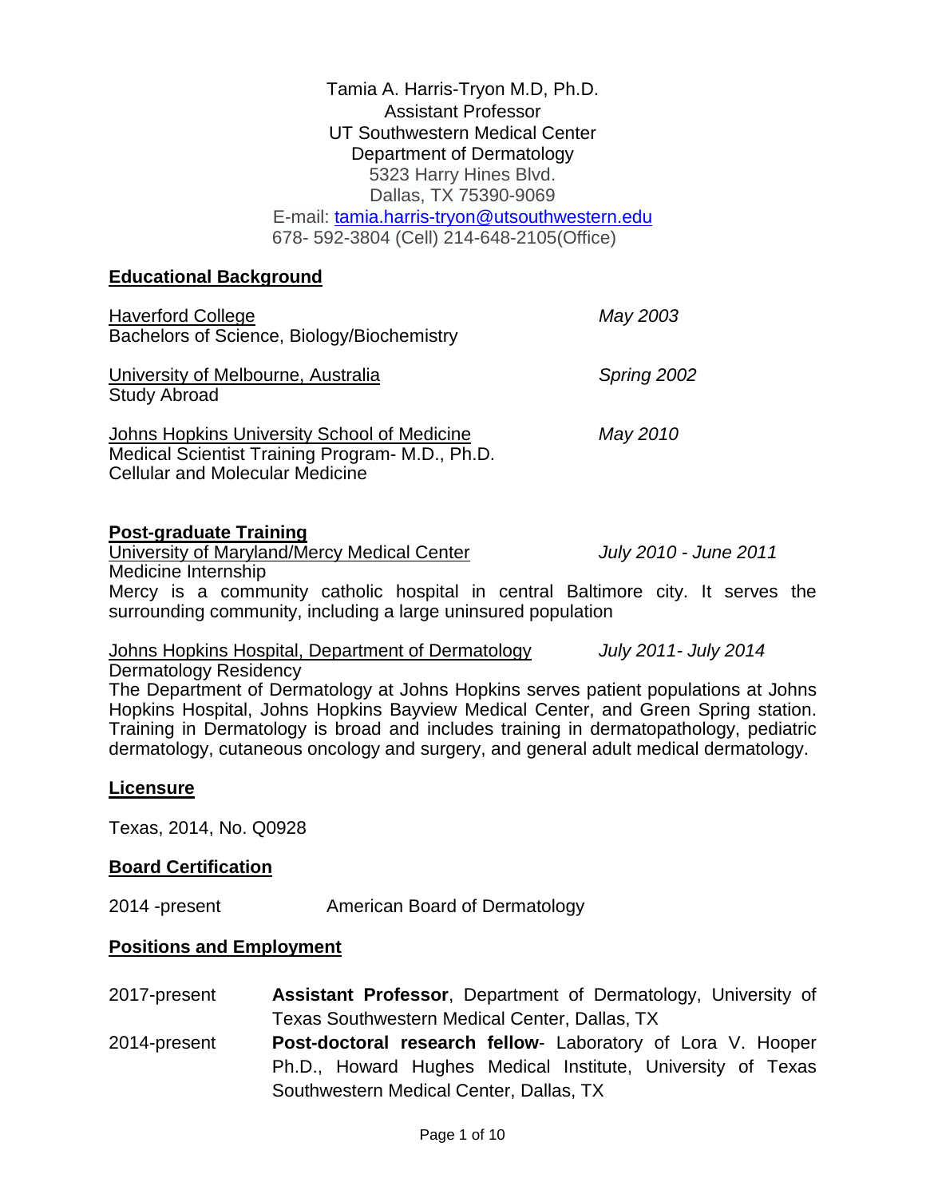Tamia A. Harris-Tryon M.D, Ph.D.
Assistant Professor
UT Southwestern Medical Center
Department of Dermatology
5323 Harry Hines Blvd.
Dallas, TX 75390-9069
E-mail: tamia.harris-tryon@utsouthwestern.edu
678- 592-3804 (Cell) 214-648-2105(Office)

## Educational Background

Haverford College — *May 2003*
Bachelors of Science, Biology/Biochemistry

University of Melbourne, Australia — *Spring 2002*
Study Abroad

Johns Hopkins University School of Medicine — *May 2010*
Medical Scientist Training Program- M.D., Ph.D.
Cellular and Molecular Medicine

## Post-graduate Training

University of Maryland/Mercy Medical Center — *July 2010 - June 2011*
Medicine Internship
Mercy is a community catholic hospital in central Baltimore city. It serves the surrounding community, including a large uninsured population

Johns Hopkins Hospital, Department of Dermatology — *July 2011- July 2014*
Dermatology Residency
The Department of Dermatology at Johns Hopkins serves patient populations at Johns Hopkins Hospital, Johns Hopkins Bayview Medical Center, and Green Spring station. Training in Dermatology is broad and includes training in dermatopathology, pediatric dermatology, cutaneous oncology and surgery, and general adult medical dermatology.

## Licensure

Texas, 2014, No. Q0928

## Board Certification

2014 -present — American Board of Dermatology

## Positions and Employment

2017-present — **Assistant Professor**, Department of Dermatology, University of Texas Southwestern Medical Center, Dallas, TX

2014-present — **Post-doctoral research fellow**- Laboratory of Lora V. Hooper Ph.D., Howard Hughes Medical Institute, University of Texas Southwestern Medical Center, Dallas, TX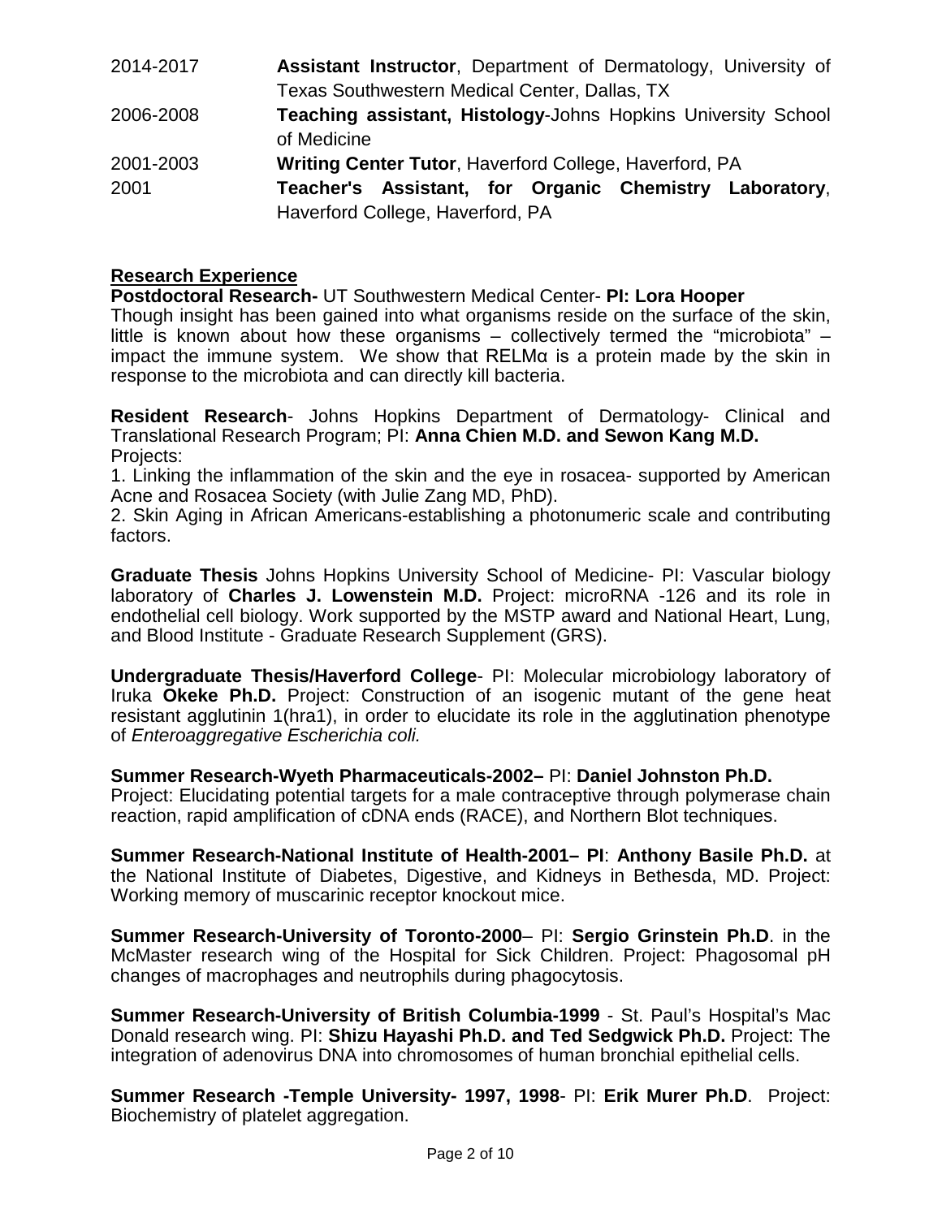| | |
|---|---|
| 2014-2017 | **Assistant Instructor**, Department of Dermatology, University of Texas Southwestern Medical Center, Dallas, TX |
| 2006-2008 | **Teaching assistant, Histology**-Johns Hopkins University School of Medicine |
| 2001-2003 | **Writing Center Tutor**, Haverford College, Haverford, PA |
| 2001 | **Teacher's Assistant, for Organic Chemistry Laboratory**, Haverford College, Haverford, PA |

## Research Experience

**Postdoctoral Research-** UT Southwestern Medical Center- **PI: Lora Hooper**
Though insight has been gained into what organisms reside on the surface of the skin, little is known about how these organisms – collectively termed the "microbiota" – impact the immune system. We show that RELMα is a protein made by the skin in response to the microbiota and can directly kill bacteria.

**Resident Research**- Johns Hopkins Department of Dermatology- Clinical and Translational Research Program; PI: **Anna Chien M.D. and Sewon Kang M.D.**
Projects:
1. Linking the inflammation of the skin and the eye in rosacea- supported by American Acne and Rosacea Society (with Julie Zang MD, PhD).
2. Skin Aging in African Americans-establishing a photonumeric scale and contributing factors.

**Graduate Thesis** Johns Hopkins University School of Medicine- PI: Vascular biology laboratory of **Charles J. Lowenstein M.D.** Project: microRNA -126 and its role in endothelial cell biology. Work supported by the MSTP award and National Heart, Lung, and Blood Institute - Graduate Research Supplement (GRS).

**Undergraduate Thesis/Haverford College**- PI: Molecular microbiology laboratory of Iruka **Okeke Ph.D.** Project: Construction of an isogenic mutant of the gene heat resistant agglutinin 1(hra1), in order to elucidate its role in the agglutination phenotype of *Enteroaggregative Escherichia coli.*

**Summer Research-Wyeth Pharmaceuticals-2002–** PI: **Daniel Johnston Ph.D.**
Project: Elucidating potential targets for a male contraceptive through polymerase chain reaction, rapid amplification of cDNA ends (RACE), and Northern Blot techniques.

**Summer Research-National Institute of Health-2001– PI**: **Anthony Basile Ph.D.** at the National Institute of Diabetes, Digestive, and Kidneys in Bethesda, MD. Project: Working memory of muscarinic receptor knockout mice.

**Summer Research-University of Toronto-2000**– PI: **Sergio Grinstein Ph.D**. in the McMaster research wing of the Hospital for Sick Children. Project: Phagosomal pH changes of macrophages and neutrophils during phagocytosis.

**Summer Research-University of British Columbia-1999** - St. Paul's Hospital's Mac Donald research wing. PI: **Shizu Hayashi Ph.D. and Ted Sedgwick Ph.D.** Project: The integration of adenovirus DNA into chromosomes of human bronchial epithelial cells.

**Summer Research -Temple University- 1997, 1998**- PI: **Erik Murer Ph.D**. Project: Biochemistry of platelet aggregation.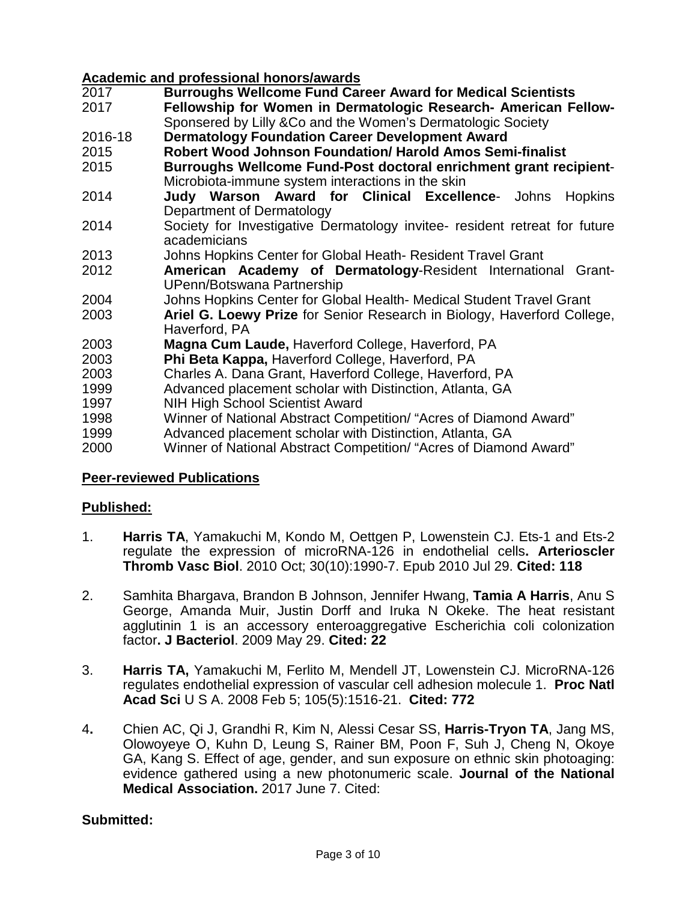**Academic and professional honors/awards**

| | |
|---|---|
| 2017 | **Burroughs Wellcome Fund Career Award for Medical Scientists** |
| 2017 | **Fellowship for Women in Dermatologic Research- American Fellow-** Sponsered by Lilly &Co and the Women's Dermatologic Society |
| 2016-18 | **Dermatology Foundation Career Development Award** |
| 2015 | **Robert Wood Johnson Foundation/ Harold Amos Semi-finalist** |
| 2015 | **Burroughs Wellcome Fund-Post doctoral enrichment grant recipient**-Microbiota-immune system interactions in the skin |
| 2014 | **Judy Warson Award for Clinical Excellence**- Johns Hopkins Department of Dermatology |
| 2014 | Society for Investigative Dermatology invitee- resident retreat for future academicians |
| 2013 | Johns Hopkins Center for Global Heath- Resident Travel Grant |
| 2012 | **American Academy of Dermatology**-Resident International Grant-UPenn/Botswana Partnership |
| 2004 | Johns Hopkins Center for Global Health- Medical Student Travel Grant |
| 2003 | **Ariel G. Loewy Prize** for Senior Research in Biology, Haverford College, Haverford, PA |
| 2003 | **Magna Cum Laude,** Haverford College, Haverford, PA |
| 2003 | **Phi Beta Kappa,** Haverford College, Haverford, PA |
| 2003 | Charles A. Dana Grant, Haverford College, Haverford, PA |
| 1999 | Advanced placement scholar with Distinction, Atlanta, GA |
| 1997 | NIH High School Scientist Award |
| 1998 | Winner of National Abstract Competition/ "Acres of Diamond Award" |
| 1999 | Advanced placement scholar with Distinction, Atlanta, GA |
| 2000 | Winner of National Abstract Competition/ "Acres of Diamond Award" |

**Peer-reviewed Publications**

**Published:**

1. **Harris TA**, Yamakuchi M, Kondo M, Oettgen P, Lowenstein CJ. Ets-1 and Ets-2 regulate the expression of microRNA-126 in endothelial cells**. Arterioscler Thromb Vasc Biol**. 2010 Oct; 30(10):1990-7. Epub 2010 Jul 29. **Cited: 118**

2. Samhita Bhargava, Brandon B Johnson, Jennifer Hwang, **Tamia A Harris**, Anu S George, Amanda Muir, Justin Dorff and Iruka N Okeke. The heat resistant agglutinin 1 is an accessory enteroaggregative Escherichia coli colonization factor**. J Bacteriol**. 2009 May 29. **Cited: 22**

3. **Harris TA,** Yamakuchi M, Ferlito M, Mendell JT, Lowenstein CJ. MicroRNA-126 regulates endothelial expression of vascular cell adhesion molecule 1. **Proc Natl Acad Sci** U S A. 2008 Feb 5; 105(5):1516-21. **Cited: 772**

4**.** Chien AC, Qi J, Grandhi R, Kim N, Alessi Cesar SS, **Harris-Tryon TA**, Jang MS, Olowoyeye O, Kuhn D, Leung S, Rainer BM, Poon F, Suh J, Cheng N, Okoye GA, Kang S. Effect of age, gender, and sun exposure on ethnic skin photoaging: evidence gathered using a new photonumeric scale. **Journal of the National Medical Association.** 2017 June 7. Cited:

**Submitted:**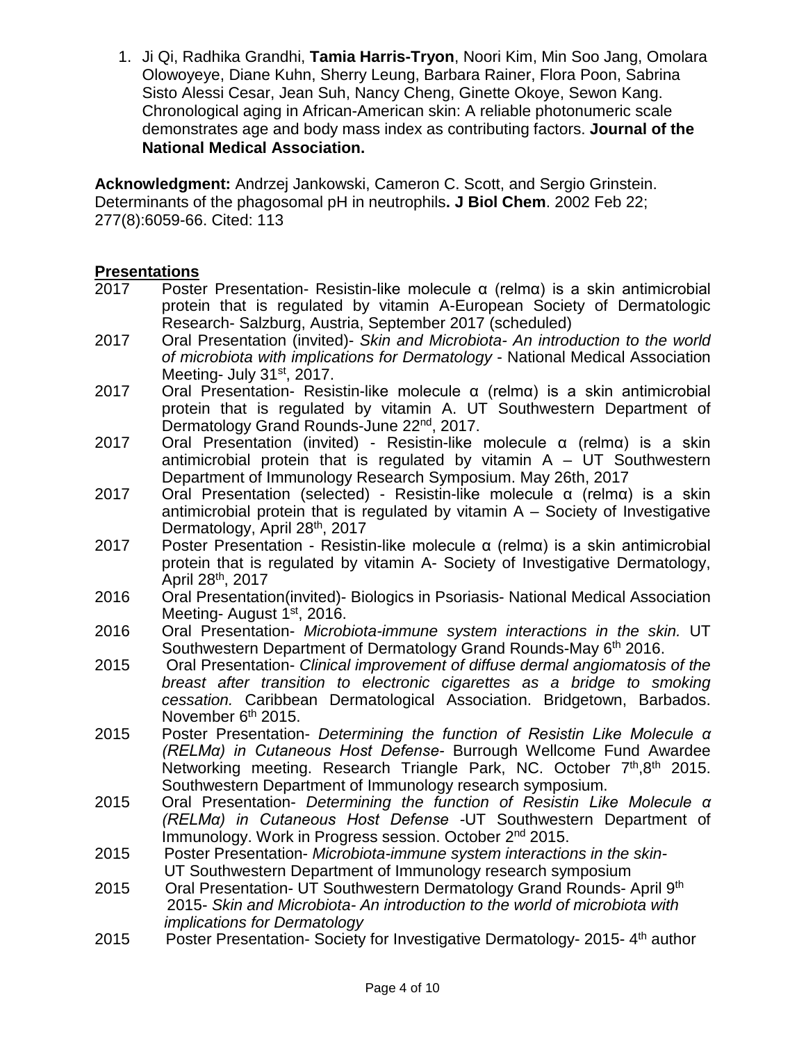1. Ji Qi, Radhika Grandhi, **Tamia Harris-Tryon**, Noori Kim, Min Soo Jang, Omolara Olowoyeye, Diane Kuhn, Sherry Leung, Barbara Rainer, Flora Poon, Sabrina Sisto Alessi Cesar, Jean Suh, Nancy Cheng, Ginette Okoye, Sewon Kang. Chronological aging in African-American skin: A reliable photonumeric scale demonstrates age and body mass index as contributing factors. **Journal of the National Medical Association.**

**Acknowledgment:** Andrzej Jankowski, Cameron C. Scott, and Sergio Grinstein. Determinants of the phagosomal pH in neutrophils**. J Biol Chem**. 2002 Feb 22; 277(8):6059-66. Cited: 113

## Presentations

2017 Poster Presentation- Resistin-like molecule α (relmα) is a skin antimicrobial protein that is regulated by vitamin A-European Society of Dermatologic Research- Salzburg, Austria, September 2017 (scheduled)

2017 Oral Presentation (invited)- *Skin and Microbiota- An introduction to the world of microbiota with implications for Dermatology* - National Medical Association Meeting- July 31st, 2017.

2017 Oral Presentation- Resistin-like molecule α (relmα) is a skin antimicrobial protein that is regulated by vitamin A. UT Southwestern Department of Dermatology Grand Rounds-June 22nd, 2017.

2017 Oral Presentation (invited) - Resistin-like molecule α (relmα) is a skin antimicrobial protein that is regulated by vitamin A – UT Southwestern Department of Immunology Research Symposium. May 26th, 2017

2017 Oral Presentation (selected) - Resistin-like molecule α (relmα) is a skin antimicrobial protein that is regulated by vitamin A – Society of Investigative Dermatology, April 28th, 2017

2017 Poster Presentation - Resistin-like molecule α (relmα) is a skin antimicrobial protein that is regulated by vitamin A- Society of Investigative Dermatology, April 28th, 2017

2016 Oral Presentation(invited)- Biologics in Psoriasis- National Medical Association Meeting- August 1st, 2016.

2016 Oral Presentation- *Microbiota-immune system interactions in the skin.* UT Southwestern Department of Dermatology Grand Rounds-May 6th 2016.

2015 Oral Presentation- *Clinical improvement of diffuse dermal angiomatosis of the breast after transition to electronic cigarettes as a bridge to smoking cessation.* Caribbean Dermatological Association. Bridgetown, Barbados. November 6th 2015.

2015 Poster Presentation- *Determining the function of Resistin Like Molecule α (RELMα) in Cutaneous Host Defense*- Burrough Wellcome Fund Awardee Networking meeting. Research Triangle Park, NC. October 7th,8th 2015. Southwestern Department of Immunology research symposium.

2015 Oral Presentation- *Determining the function of Resistin Like Molecule α (RELMα) in Cutaneous Host Defense* -UT Southwestern Department of Immunology. Work in Progress session. October 2nd 2015.

2015 Poster Presentation- *Microbiota-immune system interactions in the skin*- UT Southwestern Department of Immunology research symposium

2015 Oral Presentation- UT Southwestern Dermatology Grand Rounds- April 9th 2015- *Skin and Microbiota- An introduction to the world of microbiota with implications for Dermatology*

2015 Poster Presentation- Society for Investigative Dermatology- 2015- 4th author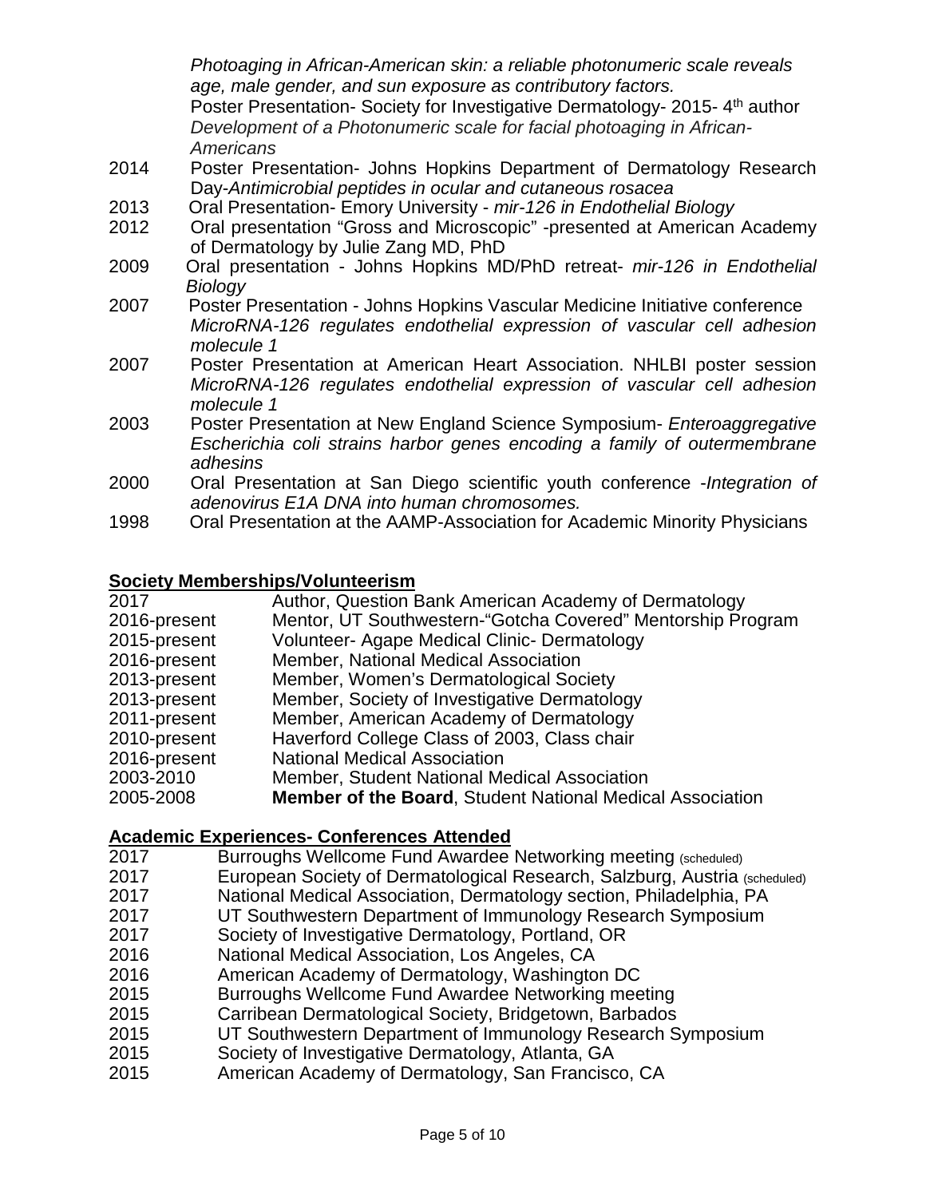*Photoaging in African-American skin: a reliable photonumeric scale reveals age, male gender, and sun exposure as contributory factors.*
Poster Presentation- Society for Investigative Dermatology- 2015- 4th author
*Development of a Photonumeric scale for facial photoaging in African-Americans*

2014 Poster Presentation- Johns Hopkins Department of Dermatology Research Day-*Antimicrobial peptides in ocular and cutaneous rosacea*

2013 Oral Presentation- Emory University - *mir-126 in Endothelial Biology*

2012 Oral presentation "Gross and Microscopic" -presented at American Academy of Dermatology by Julie Zang MD, PhD

2009 Oral presentation - Johns Hopkins MD/PhD retreat- *mir-126 in Endothelial Biology*

2007 Poster Presentation - Johns Hopkins Vascular Medicine Initiative conference *MicroRNA-126 regulates endothelial expression of vascular cell adhesion molecule 1*

2007 Poster Presentation at American Heart Association. NHLBI poster session *MicroRNA-126 regulates endothelial expression of vascular cell adhesion molecule 1*

2003 Poster Presentation at New England Science Symposium- *Enteroaggregative Escherichia coli strains harbor genes encoding a family of outermembrane adhesins*

2000 Oral Presentation at San Diego scientific youth conference -*Integration of adenovirus E1A DNA into human chromosomes.*

1998 Oral Presentation at the AAMP-Association for Academic Minority Physicians

## Society Memberships/Volunteerism

2017 Author, Question Bank American Academy of Dermatology
2016-present Mentor, UT Southwestern-"Gotcha Covered" Mentorship Program
2015-present Volunteer- Agape Medical Clinic- Dermatology
2016-present Member, National Medical Association
2013-present Member, Women's Dermatological Society
2013-present Member, Society of Investigative Dermatology
2011-present Member, American Academy of Dermatology
2010-present Haverford College Class of 2003, Class chair
2016-present National Medical Association
2003-2010 Member, Student National Medical Association
2005-2008 **Member of the Board**, Student National Medical Association

## Academic Experiences- Conferences Attended

2017 Burroughs Wellcome Fund Awardee Networking meeting (scheduled)
2017 European Society of Dermatological Research, Salzburg, Austria (scheduled)
2017 National Medical Association, Dermatology section, Philadelphia, PA
2017 UT Southwestern Department of Immunology Research Symposium
2017 Society of Investigative Dermatology, Portland, OR
2016 National Medical Association, Los Angeles, CA
2016 American Academy of Dermatology, Washington DC
2015 Burroughs Wellcome Fund Awardee Networking meeting
2015 Carribean Dermatological Society, Bridgetown, Barbados
2015 UT Southwestern Department of Immunology Research Symposium
2015 Society of Investigative Dermatology, Atlanta, GA
2015 American Academy of Dermatology, San Francisco, CA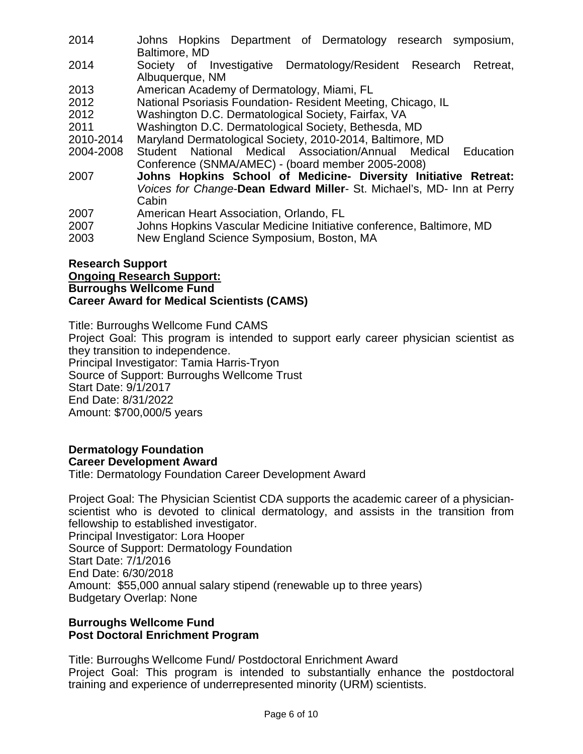| | |
|---|---|
| 2014 | Johns Hopkins Department of Dermatology research symposium, Baltimore, MD |
| 2014 | Society of Investigative Dermatology/Resident Research Retreat, Albuquerque, NM |
| 2013 | American Academy of Dermatology, Miami, FL |
| 2012 | National Psoriasis Foundation- Resident Meeting, Chicago, IL |
| 2012 | Washington D.C. Dermatological Society, Fairfax, VA |
| 2011 | Washington D.C. Dermatological Society, Bethesda, MD |
| 2010-2014 | Maryland Dermatological Society, 2010-2014, Baltimore, MD |
| 2004-2008 | Student National Medical Association/Annual Medical Education Conference (SNMA/AMEC) - (board member 2005-2008) |
| 2007 | **Johns Hopkins School of Medicine- Diversity Initiative Retreat:** *Voices for Change*-**Dean Edward Miller**- St. Michael's, MD- Inn at Perry Cabin |
| 2007 | American Heart Association, Orlando, FL |
| 2007 | Johns Hopkins Vascular Medicine Initiative conference, Baltimore, MD |
| 2003 | New England Science Symposium, Boston, MA |

**Research Support**

**<u>Ongoing Research Support:</u>**

**Burroughs Wellcome Fund**
**Career Award for Medical Scientists (CAMS)**

Title: Burroughs Wellcome Fund CAMS
Project Goal: This program is intended to support early career physician scientist as they transition to independence.
Principal Investigator: Tamia Harris-Tryon
Source of Support: Burroughs Wellcome Trust
Start Date: 9/1/2017
End Date: 8/31/2022
Amount: $700,000/5 years

**Dermatology Foundation**
**Career Development Award**
Title: Dermatology Foundation Career Development Award

Project Goal: The Physician Scientist CDA supports the academic career of a physician-scientist who is devoted to clinical dermatology, and assists in the transition from fellowship to established investigator.
Principal Investigator: Lora Hooper
Source of Support: Dermatology Foundation
Start Date: 7/1/2016
End Date: 6/30/2018
Amount: $55,000 annual salary stipend (renewable up to three years)
Budgetary Overlap: None

**Burroughs Wellcome Fund**
**Post Doctoral Enrichment Program**

Title: Burroughs Wellcome Fund/ Postdoctoral Enrichment Award
Project Goal: This program is intended to substantially enhance the postdoctoral training and experience of underrepresented minority (URM) scientists.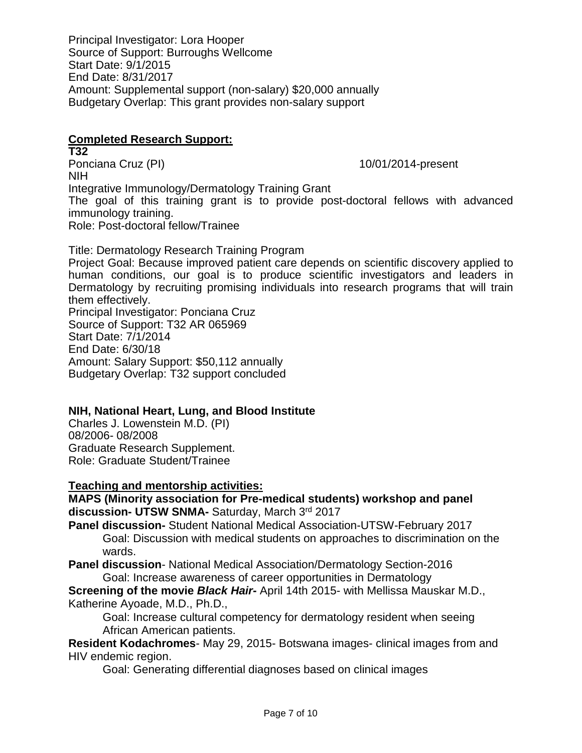Principal Investigator: Lora Hooper
Source of Support: Burroughs Wellcome
Start Date: 9/1/2015
End Date: 8/31/2017
Amount: Supplemental support (non-salary) $20,000 annually
Budgetary Overlap: This grant provides non-salary support

## Completed Research Support:

**T32**
Ponciana Cruz (PI) 10/01/2014-present
NIH
Integrative Immunology/Dermatology Training Grant
The goal of this training grant is to provide post-doctoral fellows with advanced immunology training.
Role: Post-doctoral fellow/Trainee

Title: Dermatology Research Training Program
Project Goal: Because improved patient care depends on scientific discovery applied to human conditions, our goal is to produce scientific investigators and leaders in Dermatology by recruiting promising individuals into research programs that will train them effectively.
Principal Investigator: Ponciana Cruz
Source of Support: T32 AR 065969
Start Date: 7/1/2014
End Date: 6/30/18
Amount: Salary Support: $50,112 annually
Budgetary Overlap: T32 support concluded

**NIH, National Heart, Lung, and Blood Institute**
Charles J. Lowenstein M.D. (PI)
08/2006- 08/2008
Graduate Research Supplement.
Role: Graduate Student/Trainee

## Teaching and mentorship activities:

**MAPS (Minority association for Pre-medical students) workshop and panel discussion- UTSW SNMA-** Saturday, March 3rd 2017

**Panel discussion-** Student National Medical Association-UTSW-February 2017
Goal: Discussion with medical students on approaches to discrimination on the wards.

**Panel discussion**- National Medical Association/Dermatology Section-2016
Goal: Increase awareness of career opportunities in Dermatology

**Screening of the movie *Black Hair*-** April 14th 2015- with Mellissa Mauskar M.D., Katherine Ayoade, M.D., Ph.D.,
Goal: Increase cultural competency for dermatology resident when seeing African American patients.

**Resident Kodachromes**- May 29, 2015- Botswana images- clinical images from and HIV endemic region.
Goal: Generating differential diagnoses based on clinical images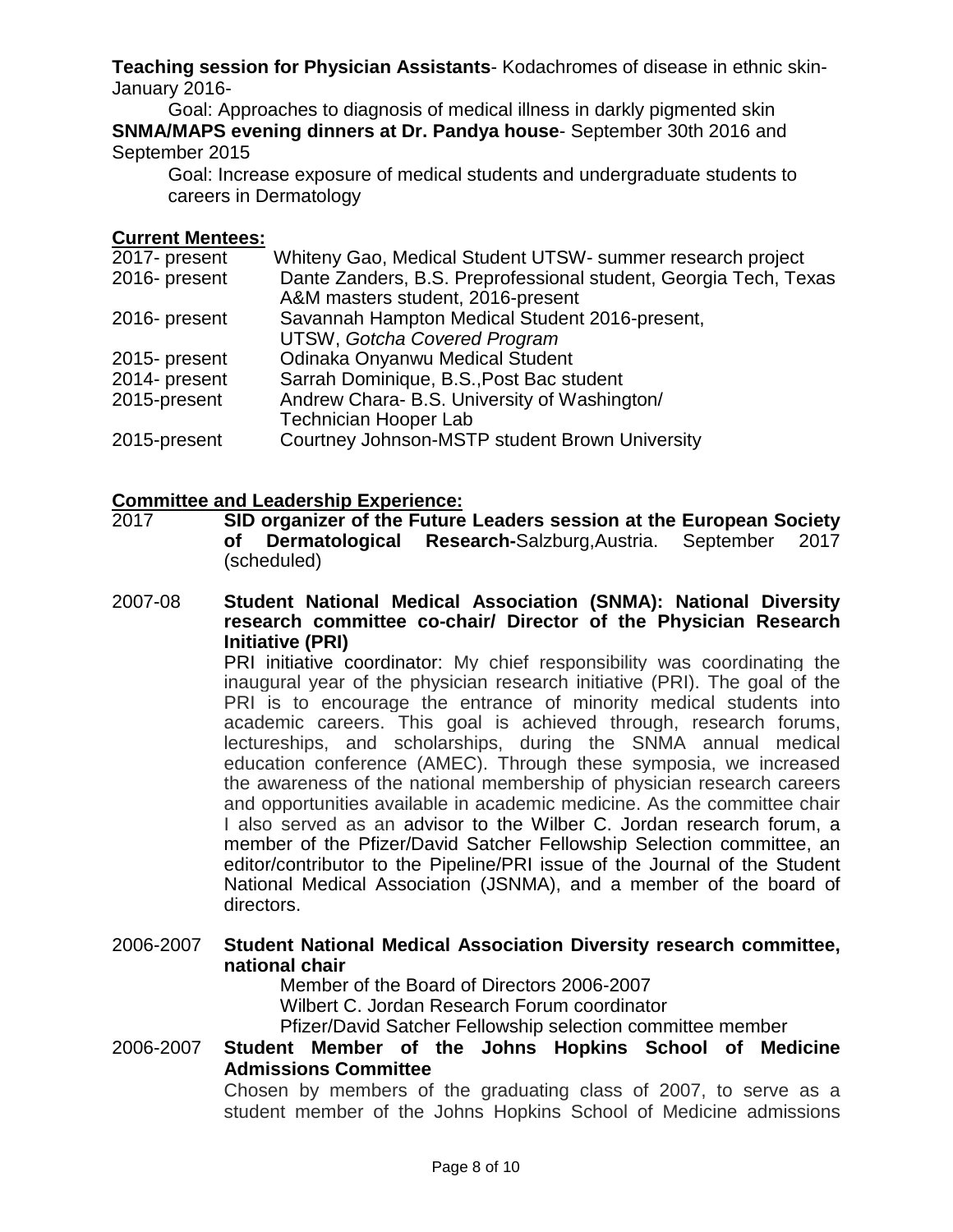**Teaching session for Physician Assistants**- Kodachromes of disease in ethnic skin- January 2016-

Goal: Approaches to diagnosis of medical illness in darkly pigmented skin

**SNMA/MAPS evening dinners at Dr. Pandya house**- September 30th 2016 and September 2015

Goal: Increase exposure of medical students and undergraduate students to careers in Dermatology

## Current Mentees:

| | |
|---|---|
| 2017- present | Whiteny Gao, Medical Student UTSW- summer research project |
| 2016- present | Dante Zanders, B.S. Preprofessional student, Georgia Tech, Texas A&M masters student, 2016-present |
| 2016- present | Savannah Hampton Medical Student 2016-present, UTSW, *Gotcha Covered Program* |
| 2015- present | Odinaka Onyanwu Medical Student |
| 2014- present | Sarrah Dominique, B.S.,Post Bac student |
| 2015-present | Andrew Chara- B.S. University of Washington/ Technician Hooper Lab |
| 2015-present | Courtney Johnson-MSTP student Brown University |

## Committee and Leadership Experience:

2017 **SID organizer of the Future Leaders session at the European Society of Dermatological Research-**Salzburg,Austria. September 2017 (scheduled)

2007-08 **Student National Medical Association (SNMA): National Diversity research committee co-chair/ Director of the Physician Research Initiative (PRI)**

PRI initiative coordinator: My chief responsibility was coordinating the inaugural year of the physician research initiative (PRI). The goal of the PRI is to encourage the entrance of minority medical students into academic careers. This goal is achieved through, research forums, lectureships, and scholarships, during the SNMA annual medical education conference (AMEC). Through these symposia, we increased the awareness of the national membership of physician research careers and opportunities available in academic medicine. As the committee chair I also served as an advisor to the Wilber C. Jordan research forum, a member of the Pfizer/David Satcher Fellowship Selection committee, an editor/contributor to the Pipeline/PRI issue of the Journal of the Student National Medical Association (JSNMA), and a member of the board of directors.

2006-2007 **Student National Medical Association Diversity research committee, national chair**

Member of the Board of Directors 2006-2007
Wilbert C. Jordan Research Forum coordinator
Pfizer/David Satcher Fellowship selection committee member

2006-2007 **Student Member of the Johns Hopkins School of Medicine Admissions Committee**

Chosen by members of the graduating class of 2007, to serve as a student member of the Johns Hopkins School of Medicine admissions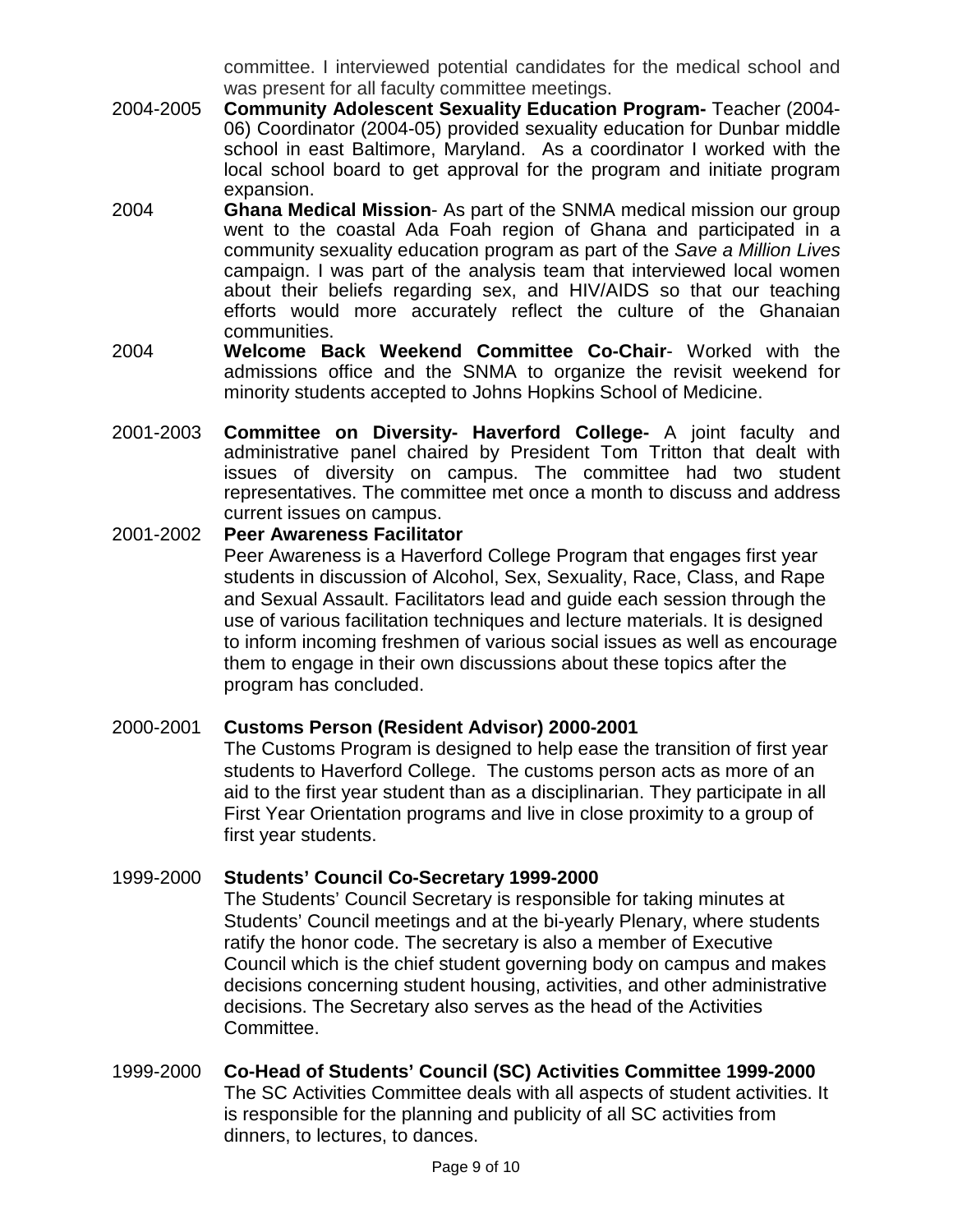committee. I interviewed potential candidates for the medical school and was present for all faculty committee meetings.

2004-2005 **Community Adolescent Sexuality Education Program-** Teacher (2004-06) Coordinator (2004-05) provided sexuality education for Dunbar middle school in east Baltimore, Maryland. As a coordinator I worked with the local school board to get approval for the program and initiate program expansion.

2004 **Ghana Medical Mission**- As part of the SNMA medical mission our group went to the coastal Ada Foah region of Ghana and participated in a community sexuality education program as part of the *Save a Million Lives* campaign. I was part of the analysis team that interviewed local women about their beliefs regarding sex, and HIV/AIDS so that our teaching efforts would more accurately reflect the culture of the Ghanaian communities.

2004 **Welcome Back Weekend Committee Co-Chair**- Worked with the admissions office and the SNMA to organize the revisit weekend for minority students accepted to Johns Hopkins School of Medicine.

2001-2003 **Committee on Diversity- Haverford College-** A joint faculty and administrative panel chaired by President Tom Tritton that dealt with issues of diversity on campus. The committee had two student representatives. The committee met once a month to discuss and address current issues on campus.

2001-2002 **Peer Awareness Facilitator**

Peer Awareness is a Haverford College Program that engages first year students in discussion of Alcohol, Sex, Sexuality, Race, Class, and Rape and Sexual Assault. Facilitators lead and guide each session through the use of various facilitation techniques and lecture materials. It is designed to inform incoming freshmen of various social issues as well as encourage them to engage in their own discussions about these topics after the program has concluded.

2000-2001 **Customs Person (Resident Advisor) 2000-2001**

The Customs Program is designed to help ease the transition of first year students to Haverford College. The customs person acts as more of an aid to the first year student than as a disciplinarian. They participate in all First Year Orientation programs and live in close proximity to a group of first year students.

1999-2000 **Students' Council Co-Secretary 1999-2000**

The Students' Council Secretary is responsible for taking minutes at Students' Council meetings and at the bi-yearly Plenary, where students ratify the honor code. The secretary is also a member of Executive Council which is the chief student governing body on campus and makes decisions concerning student housing, activities, and other administrative decisions. The Secretary also serves as the head of the Activities Committee.

1999-2000 **Co-Head of Students' Council (SC) Activities Committee 1999-2000**

The SC Activities Committee deals with all aspects of student activities. It is responsible for the planning and publicity of all SC activities from dinners, to lectures, to dances.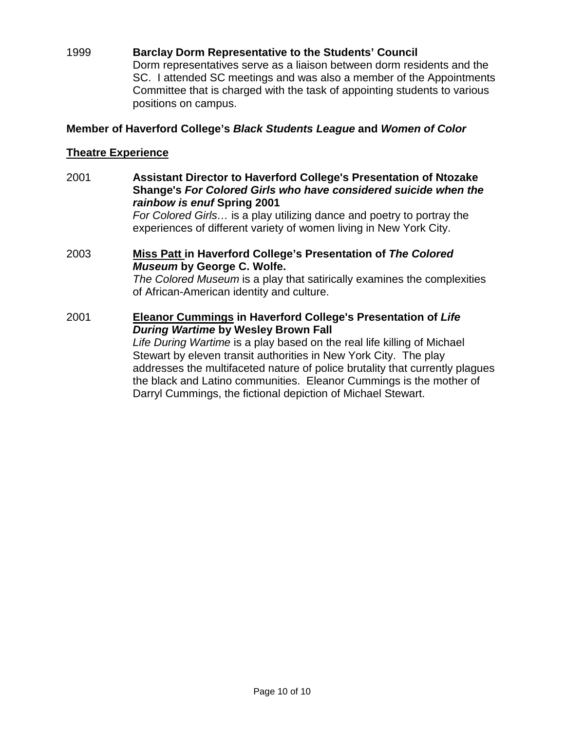1999 **Barclay Dorm Representative to the Students' Council**
Dorm representatives serve as a liaison between dorm residents and the SC. I attended SC meetings and was also a member of the Appointments Committee that is charged with the task of appointing students to various positions on campus.

**Member of Haverford College's *Black Students League* and *Women of Color***

## Theatre Experience

2001 **Assistant Director to Haverford College's Presentation of Ntozake Shange's *For Colored Girls who have considered suicide when the rainbow is enuf* Spring 2001**
*For Colored Girls…* is a play utilizing dance and poetry to portray the experiences of different variety of women living in New York City.

2003 **Miss Patt in Haverford College's Presentation of *The Colored Museum* by George C. Wolfe.**
*The Colored Museum* is a play that satirically examines the complexities of African-American identity and culture.

2001 **Eleanor Cummings in Haverford College's Presentation of *Life During Wartime* by Wesley Brown Fall**
*Life During Wartime* is a play based on the real life killing of Michael Stewart by eleven transit authorities in New York City. The play addresses the multifaceted nature of police brutality that currently plagues the black and Latino communities. Eleanor Cummings is the mother of Darryl Cummings, the fictional depiction of Michael Stewart.